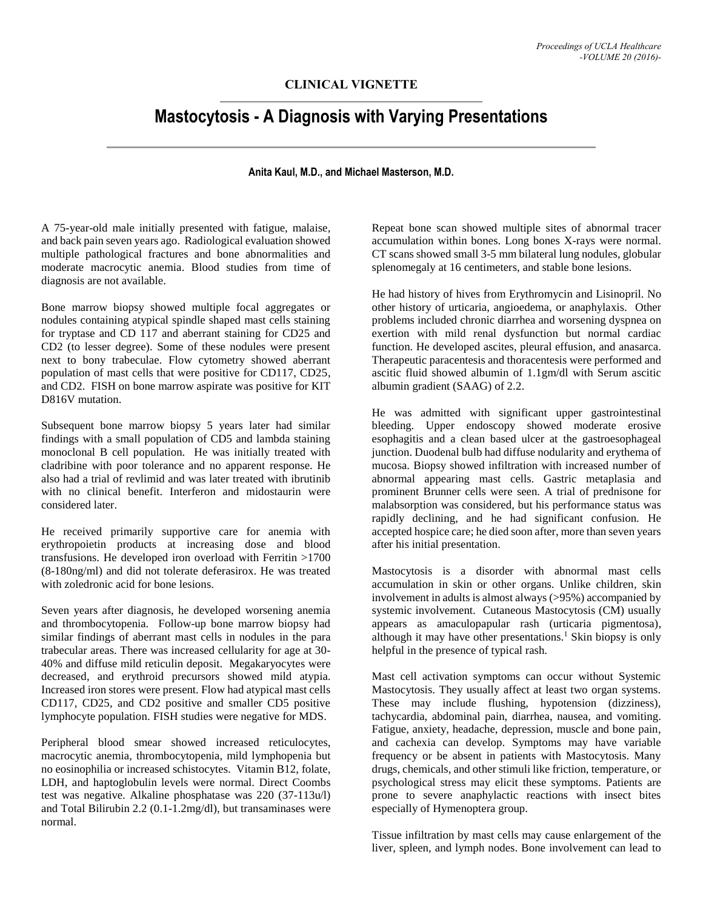CLINICAL VIGNETTE

# Mastocytosis - A Diagnosis with Varying Presentations

**Anita Kaul, M.D., and Michael Masterson, M.D.**

A 75-year-old male initially presented with fatigue, malaise, and back pain seven years ago. Radiological evaluation showed multiple pathological fractures and bone abnormalities and moderate macrocytic anemia. Blood studies from time of diagnosis are not available.

Bone marrow biopsy showed multiple focal aggregates or nodules containing atypical spindle shaped mast cells staining for tryptase and CD 117 and aberrant staining for CD25 and CD2 (to lesser degree). Some of these nodules were present next to bony trabeculae. Flow cytometry showed aberrant population of mast cells that were positive for CD117, CD25, and CD2. FISH on bone marrow aspirate was positive for KIT D816V mutation.

Subsequent bone marrow biopsy 5 years later had similar findings with a small population of CD5 and lambda staining monoclonal B cell population. He was initially treated with cladribine with poor tolerance and no apparent response. He also had a trial of revlimid and was later treated with ibrutinib with no clinical benefit. Interferon and midostaurin were considered later.

He received primarily supportive care for anemia with erythropoietin products at increasing dose and blood transfusions. He developed iron overload with Ferritin >1700 (8-180ng/ml) and did not tolerate deferasirox. He was treated with zoledronic acid for bone lesions.

Seven years after diagnosis, he developed worsening anemia and thrombocytopenia. Follow-up bone marrow biopsy had similar findings of aberrant mast cells in nodules in the para trabecular areas. There was increased cellularity for age at 30-40% and diffuse mild reticulin deposit. Megakaryocytes were decreased, and erythroid precursors showed mild atypia. Increased iron stores were present. Flow had atypical mast cells CD117, CD25, and CD2 positive and smaller CD5 positive lymphocyte population. FISH studies were negative for MDS.

Peripheral blood smear showed increased reticulocytes, macrocytic anemia, thrombocytopenia, mild lymphopenia but no eosinophilia or increased schistocytes. Vitamin B12, folate, LDH, and haptoglobulin levels were normal. Direct Coombs test was negative. Alkaline phosphatase was 220 (37-113u/l) and Total Bilirubin 2.2 (0.1-1.2mg/dl), but transaminases were normal.

Repeat bone scan showed multiple sites of abnormal tracer accumulation within bones. Long bones X-rays were normal. CT scans showed small 3-5 mm bilateral lung nodules, globular splenomegaly at 16 centimeters, and stable bone lesions.

He had history of hives from Erythromycin and Lisinopril. No other history of urticaria, angioedema, or anaphylaxis. Other problems included chronic diarrhea and worsening dyspnea on exertion with mild renal dysfunction but normal cardiac function. He developed ascites, pleural effusion, and anasarca. Therapeutic paracentesis and thoracentesis were performed and ascitic fluid showed albumin of 1.1gm/dl with Serum ascitic albumin gradient (SAAG) of 2.2.

He was admitted with significant upper gastrointestinal bleeding. Upper endoscopy showed moderate erosive esophagitis and a clean based ulcer at the gastroesophageal junction. Duodenal bulb had diffuse nodularity and erythema of mucosa. Biopsy showed infiltration with increased number of abnormal appearing mast cells. Gastric metaplasia and prominent Brunner cells were seen. A trial of prednisone for malabsorption was considered, but his performance status was rapidly declining, and he had significant confusion. He accepted hospice care; he died soon after, more than seven years after his initial presentation.

Mastocytosis is a disorder with abnormal mast cells accumulation in skin or other organs. Unlike children, skin involvement in adults is almost always (>95%) accompanied by systemic involvement. Cutaneous Mastocytosis (CM) usually appears as amaculopapular rash (urticaria pigmentosa), although it may have other presentations.[1] Skin biopsy is only helpful in the presence of typical rash.

Mast cell activation symptoms can occur without Systemic Mastocytosis. They usually affect at least two organ systems. These may include flushing, hypotension (dizziness), tachycardia, abdominal pain, diarrhea, nausea, and vomiting. Fatigue, anxiety, headache, depression, muscle and bone pain, and cachexia can develop. Symptoms may have variable frequency or be absent in patients with Mastocytosis. Many drugs, chemicals, and other stimuli like friction, temperature, or psychological stress may elicit these symptoms. Patients are prone to severe anaphylactic reactions with insect bites especially of Hymenoptera group.

Tissue infiltration by mast cells may cause enlargement of the liver, spleen, and lymph nodes. Bone involvement can lead to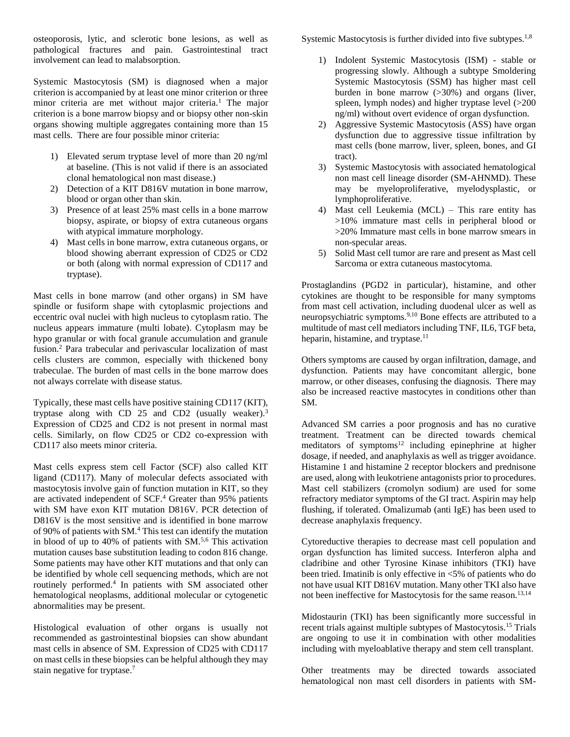osteoporosis, lytic, and sclerotic bone lesions, as well as pathological fractures and pain. Gastrointestinal tract involvement can lead to malabsorption.

Systemic Mastocytosis (SM) is diagnosed when a major criterion is accompanied by at least one minor criterion or three minor criteria are met without major criteria.[1] The major criterion is a bone marrow biopsy and or biopsy other non-skin organs showing multiple aggregates containing more than 15 mast cells. There are four possible minor criteria:

1) Elevated serum tryptase level of more than 20 ng/ml at baseline. (This is not valid if there is an associated clonal hematological non mast disease.)
2) Detection of a KIT D816V mutation in bone marrow, blood or organ other than skin.
3) Presence of at least 25% mast cells in a bone marrow biopsy, aspirate, or biopsy of extra cutaneous organs with atypical immature morphology.
4) Mast cells in bone marrow, extra cutaneous organs, or blood showing aberrant expression of CD25 or CD2 or both (along with normal expression of CD117 and tryptase).

Mast cells in bone marrow (and other organs) in SM have spindle or fusiform shape with cytoplasmic projections and eccentric oval nuclei with high nucleus to cytoplasm ratio. The nucleus appears immature (multi lobate). Cytoplasm may be hypo granular or with focal granule accumulation and granule fusion.[2] Para trabecular and perivascular localization of mast cells clusters are common, especially with thickened bony trabeculae. The burden of mast cells in the bone marrow does not always correlate with disease status.

Typically, these mast cells have positive staining CD117 (KIT), tryptase along with CD 25 and CD2 (usually weaker).[3] Expression of CD25 and CD2 is not present in normal mast cells. Similarly, on flow CD25 or CD2 co-expression with CD117 also meets minor criteria.

Mast cells express stem cell Factor (SCF) also called KIT ligand (CD117). Many of molecular defects associated with mastocytosis involve gain of function mutation in KIT, so they are activated independent of SCF.[4] Greater than 95% patients with SM have exon KIT mutation D816V. PCR detection of D816V is the most sensitive and is identified in bone marrow of 90% of patients with SM.[4] This test can identify the mutation in blood of up to 40% of patients with SM.[5,6] This activation mutation causes base substitution leading to codon 816 change. Some patients may have other KIT mutations and that only can be identified by whole cell sequencing methods, which are not routinely performed.[4] In patients with SM associated other hematological neoplasms, additional molecular or cytogenetic abnormalities may be present.

Histological evaluation of other organs is usually not recommended as gastrointestinal biopsies can show abundant mast cells in absence of SM. Expression of CD25 with CD117 on mast cells in these biopsies can be helpful although they may stain negative for tryptase.[7]

Systemic Mastocytosis is further divided into five subtypes.[1,8]

1) Indolent Systemic Mastocytosis (ISM) - stable or progressing slowly. Although a subtype Smoldering Systemic Mastocytosis (SSM) has higher mast cell burden in bone marrow (>30%) and organs (liver, spleen, lymph nodes) and higher tryptase level (>200 ng/ml) without overt evidence of organ dysfunction.
2) Aggressive Systemic Mastocytosis (ASS) have organ dysfunction due to aggressive tissue infiltration by mast cells (bone marrow, liver, spleen, bones, and GI tract).
3) Systemic Mastocytosis with associated hematological non mast cell lineage disorder (SM-AHNMD). These may be myeloproliferative, myelodysplastic, or lymphoproliferative.
4) Mast cell Leukemia (MCL) – This rare entity has >10% immature mast cells in peripheral blood or >20% Immature mast cells in bone marrow smears in non-specular areas.
5) Solid Mast cell tumor are rare and present as Mast cell Sarcoma or extra cutaneous mastocytoma.

Prostaglandins (PGD2 in particular), histamine, and other cytokines are thought to be responsible for many symptoms from mast cell activation, including duodenal ulcer as well as neuropsychiatric symptoms.[9,10] Bone effects are attributed to a multitude of mast cell mediators including TNF, IL6, TGF beta, heparin, histamine, and tryptase.[11]

Others symptoms are caused by organ infiltration, damage, and dysfunction. Patients may have concomitant allergic, bone marrow, or other diseases, confusing the diagnosis. There may also be increased reactive mastocytes in conditions other than SM.

Advanced SM carries a poor prognosis and has no curative treatment. Treatment can be directed towards chemical meditators of symptoms[12] including epinephrine at higher dosage, if needed, and anaphylaxis as well as trigger avoidance. Histamine 1 and histamine 2 receptor blockers and prednisone are used, along with leukotriene antagonists prior to procedures. Mast cell stabilizers (cromolyn sodium) are used for some refractory mediator symptoms of the GI tract. Aspirin may help flushing, if tolerated. Omalizumab (anti IgE) has been used to decrease anaphylaxis frequency.

Cytoreductive therapies to decrease mast cell population and organ dysfunction has limited success. Interferon alpha and cladribine and other Tyrosine Kinase inhibitors (TKI) have been tried. Imatinib is only effective in <5% of patients who do not have usual KIT D816V mutation. Many other TKI also have not been ineffective for Mastocytosis for the same reason.[13,14]

Midostaurin (TKI) has been significantly more successful in recent trials against multiple subtypes of Mastocytosis.[15] Trials are ongoing to use it in combination with other modalities including with myeloablative therapy and stem cell transplant.

Other treatments may be directed towards associated hematological non mast cell disorders in patients with SM-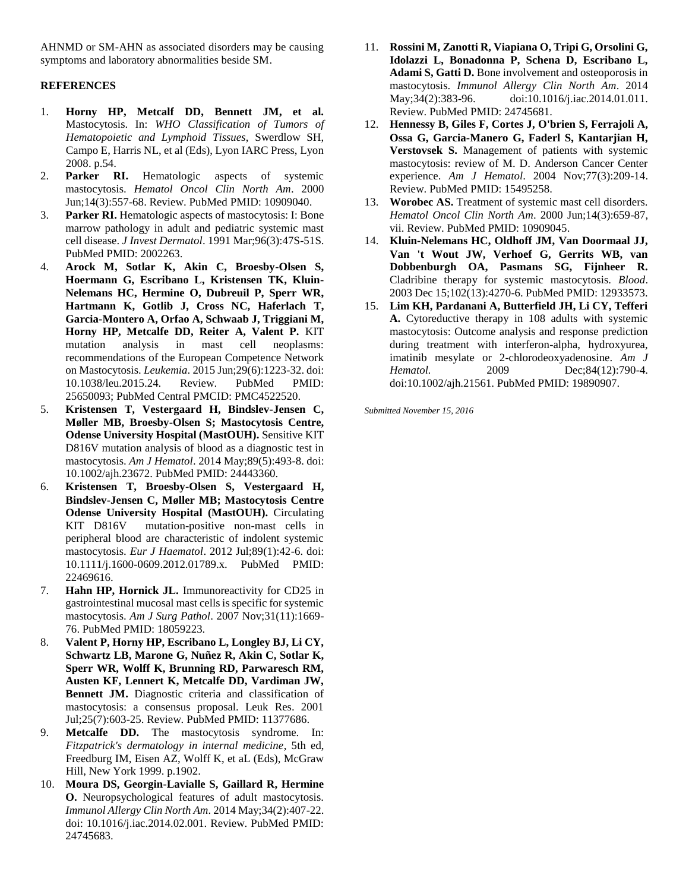AHNMD or SM-AHN as associated disorders may be causing symptoms and laboratory abnormalities beside SM.

## REFERENCES

1. **Horny HP, Metcalf DD, Bennett JM, et al.** Mastocytosis. In: *WHO Classification of Tumors of Hematopoietic and Lymphoid Tissues*, Swerdlow SH, Campo E, Harris NL, et al (Eds), Lyon IARC Press, Lyon 2008. p.54.
2. **Parker RI.** Hematologic aspects of systemic mastocytosis. *Hematol Oncol Clin North Am*. 2000 Jun;14(3):557-68. Review. PubMed PMID: 10909040.
3. **Parker RI.** Hematologic aspects of mastocytosis: I: Bone marrow pathology in adult and pediatric systemic mast cell disease. *J Invest Dermatol*. 1991 Mar;96(3):47S-51S. PubMed PMID: 2002263.
4. **Arock M, Sotlar K, Akin C, Broesby-Olsen S, Hoermann G, Escribano L, Kristensen TK, Kluin-Nelemans HC, Hermine O, Dubreuil P, Sperr WR, Hartmann K, Gotlib J, Cross NC, Haferlach T, Garcia-Montero A, Orfao A, Schwaab J, Triggiani M, Horny HP, Metcalfe DD, Reiter A, Valent P.** KIT mutation analysis in mast cell neoplasms: recommendations of the European Competence Network on Mastocytosis. *Leukemia*. 2015 Jun;29(6):1223-32. doi: 10.1038/leu.2015.24. Review. PubMed PMID: 25650093; PubMed Central PMCID: PMC4522520.
5. **Kristensen T, Vestergaard H, Bindslev-Jensen C, Møller MB, Broesby-Olsen S; Mastocytosis Centre, Odense University Hospital (MastOUH).** Sensitive KIT D816V mutation analysis of blood as a diagnostic test in mastocytosis. *Am J Hematol*. 2014 May;89(5):493-8. doi: 10.1002/ajh.23672. PubMed PMID: 24443360.
6. **Kristensen T, Broesby-Olsen S, Vestergaard H, Bindslev-Jensen C, Møller MB; Mastocytosis Centre Odense University Hospital (MastOUH).** Circulating KIT D816V mutation-positive non-mast cells in peripheral blood are characteristic of indolent systemic mastocytosis. *Eur J Haematol*. 2012 Jul;89(1):42-6. doi: 10.1111/j.1600-0609.2012.01789.x. PubMed PMID: 22469616.
7. **Hahn HP, Hornick JL.** Immunoreactivity for CD25 in gastrointestinal mucosal mast cells is specific for systemic mastocytosis. *Am J Surg Pathol*. 2007 Nov;31(11):1669-76. PubMed PMID: 18059223.
8. **Valent P, Horny HP, Escribano L, Longley BJ, Li CY, Schwartz LB, Marone G, Nuñez R, Akin C, Sotlar K, Sperr WR, Wolff K, Brunning RD, Parwaresch RM, Austen KF, Lennert K, Metcalfe DD, Vardiman JW, Bennett JM.** Diagnostic criteria and classification of mastocytosis: a consensus proposal. Leuk Res. 2001 Jul;25(7):603-25. Review. PubMed PMID: 11377686.
9. **Metcalfe DD.** The mastocytosis syndrome. In: *Fitzpatrick's dermatology in internal medicine*, 5th ed, Freedburg IM, Eisen AZ, Wolff K, et aL (Eds), McGraw Hill, New York 1999. p.1902.
10. **Moura DS, Georgin-Lavialle S, Gaillard R, Hermine O.** Neuropsychological features of adult mastocytosis. *Immunol Allergy Clin North Am*. 2014 May;34(2):407-22. doi: 10.1016/j.iac.2014.02.001. Review. PubMed PMID: 24745683.
11. **Rossini M, Zanotti R, Viapiana O, Tripi G, Orsolini G, Idolazzi L, Bonadonna P, Schena D, Escribano L, Adami S, Gatti D.** Bone involvement and osteoporosis in mastocytosis. *Immunol Allergy Clin North Am*. 2014 May;34(2):383-96. doi:10.1016/j.iac.2014.01.011. Review. PubMed PMID: 24745681.
12. **Hennessy B, Giles F, Cortes J, O'brien S, Ferrajoli A, Ossa G, Garcia-Manero G, Faderl S, Kantarjian H, Verstovsek S.** Management of patients with systemic mastocytosis: review of M. D. Anderson Cancer Center experience. *Am J Hematol*. 2004 Nov;77(3):209-14. Review. PubMed PMID: 15495258.
13. **Worobec AS.** Treatment of systemic mast cell disorders. *Hematol Oncol Clin North Am*. 2000 Jun;14(3):659-87, vii. Review. PubMed PMID: 10909045.
14. **Kluin-Nelemans HC, Oldhoff JM, Van Doormaal JJ, Van 't Wout JW, Verhoef G, Gerrits WB, van Dobbenburgh OA, Pasmans SG, Fijnheer R.** Cladribine therapy for systemic mastocytosis. *Blood*. 2003 Dec 15;102(13):4270-6. PubMed PMID: 12933573.
15. **Lim KH, Pardanani A, Butterfield JH, Li CY, Tefferi A.** Cytoreductive therapy in 108 adults with systemic mastocytosis: Outcome analysis and response prediction during treatment with interferon-alpha, hydroxyurea, imatinib mesylate or 2-chlorodeoxyadenosine. *Am J Hematol.* 2009 Dec;84(12):790-4. doi:10.1002/ajh.21561. PubMed PMID: 19890907.

*Submitted November 15, 2016*